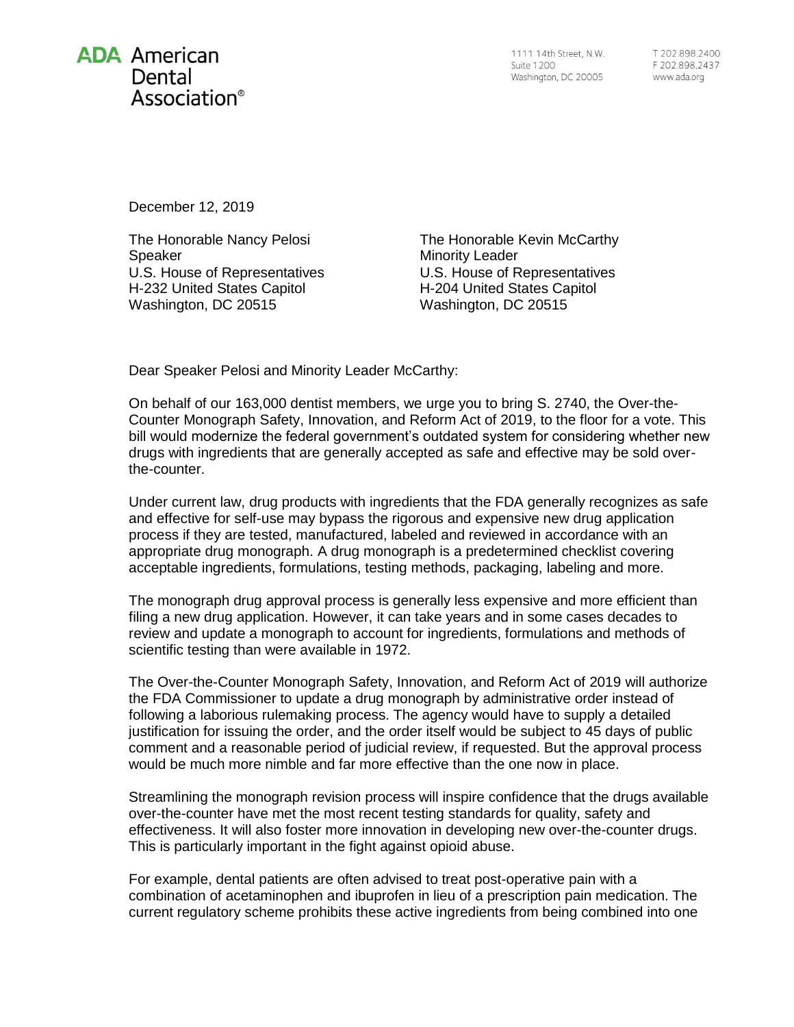**ADA** American Dental Association®

1111 14th Street, N.W.
Suite 1200
Washington, DC 20005

T 202.898.2400
F 202.898.2437
www.ada.org

December 12, 2019

The Honorable Nancy Pelosi
Speaker
U.S. House of Representatives
H-232 United States Capitol
Washington, DC 20515

The Honorable Kevin McCarthy
Minority Leader
U.S. House of Representatives
H-204 United States Capitol
Washington, DC 20515

Dear Speaker Pelosi and Minority Leader McCarthy:

On behalf of our 163,000 dentist members, we urge you to bring S. 2740, the Over-the-Counter Monograph Safety, Innovation, and Reform Act of 2019, to the floor for a vote. This bill would modernize the federal government's outdated system for considering whether new drugs with ingredients that are generally accepted as safe and effective may be sold over-the-counter.

Under current law, drug products with ingredients that the FDA generally recognizes as safe and effective for self-use may bypass the rigorous and expensive new drug application process if they are tested, manufactured, labeled and reviewed in accordance with an appropriate drug monograph. A drug monograph is a predetermined checklist covering acceptable ingredients, formulations, testing methods, packaging, labeling and more.

The monograph drug approval process is generally less expensive and more efficient than filing a new drug application. However, it can take years and in some cases decades to review and update a monograph to account for ingredients, formulations and methods of scientific testing than were available in 1972.

The Over-the-Counter Monograph Safety, Innovation, and Reform Act of 2019 will authorize the FDA Commissioner to update a drug monograph by administrative order instead of following a laborious rulemaking process. The agency would have to supply a detailed justification for issuing the order, and the order itself would be subject to 45 days of public comment and a reasonable period of judicial review, if requested. But the approval process would be much more nimble and far more effective than the one now in place.

Streamlining the monograph revision process will inspire confidence that the drugs available over-the-counter have met the most recent testing standards for quality, safety and effectiveness. It will also foster more innovation in developing new over-the-counter drugs. This is particularly important in the fight against opioid abuse.

For example, dental patients are often advised to treat post-operative pain with a combination of acetaminophen and ibuprofen in lieu of a prescription pain medication. The current regulatory scheme prohibits these active ingredients from being combined into one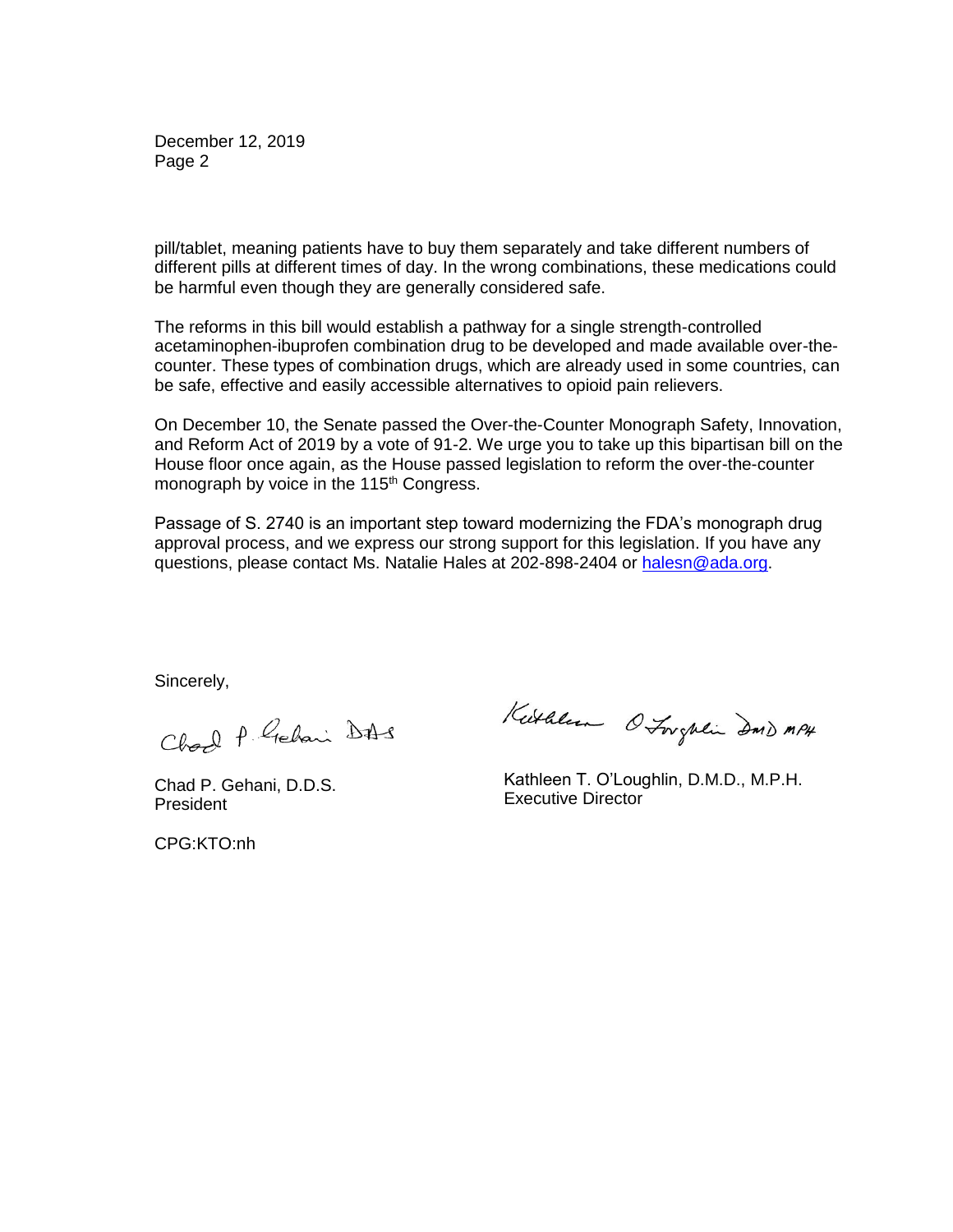pill/tablet, meaning patients have to buy them separately and take different numbers of different pills at different times of day. In the wrong combinations, these medications could be harmful even though they are generally considered safe.

The reforms in this bill would establish a pathway for a single strength-controlled acetaminophen-ibuprofen combination drug to be developed and made available over-the-counter. These types of combination drugs, which are already used in some countries, can be safe, effective and easily accessible alternatives to opioid pain relievers.

On December 10, the Senate passed the Over-the-Counter Monograph Safety, Innovation, and Reform Act of 2019 by a vote of 91-2. We urge you to take up this bipartisan bill on the House floor once again, as the House passed legislation to reform the over-the-counter monograph by voice in the 115th Congress.

Passage of S. 2740 is an important step toward modernizing the FDA's monograph drug approval process, and we express our strong support for this legislation. If you have any questions, please contact Ms. Natalie Hales at 202-898-2404 or halesn@ada.org.

Sincerely,

Chad P. Gehani DDS

Chad P. Gehani, D.D.S.
President

Kathleen O'Loughlin DMD MPH

Kathleen T. O'Loughlin, D.M.D., M.P.H.
Executive Director

CPG:KTO:nh